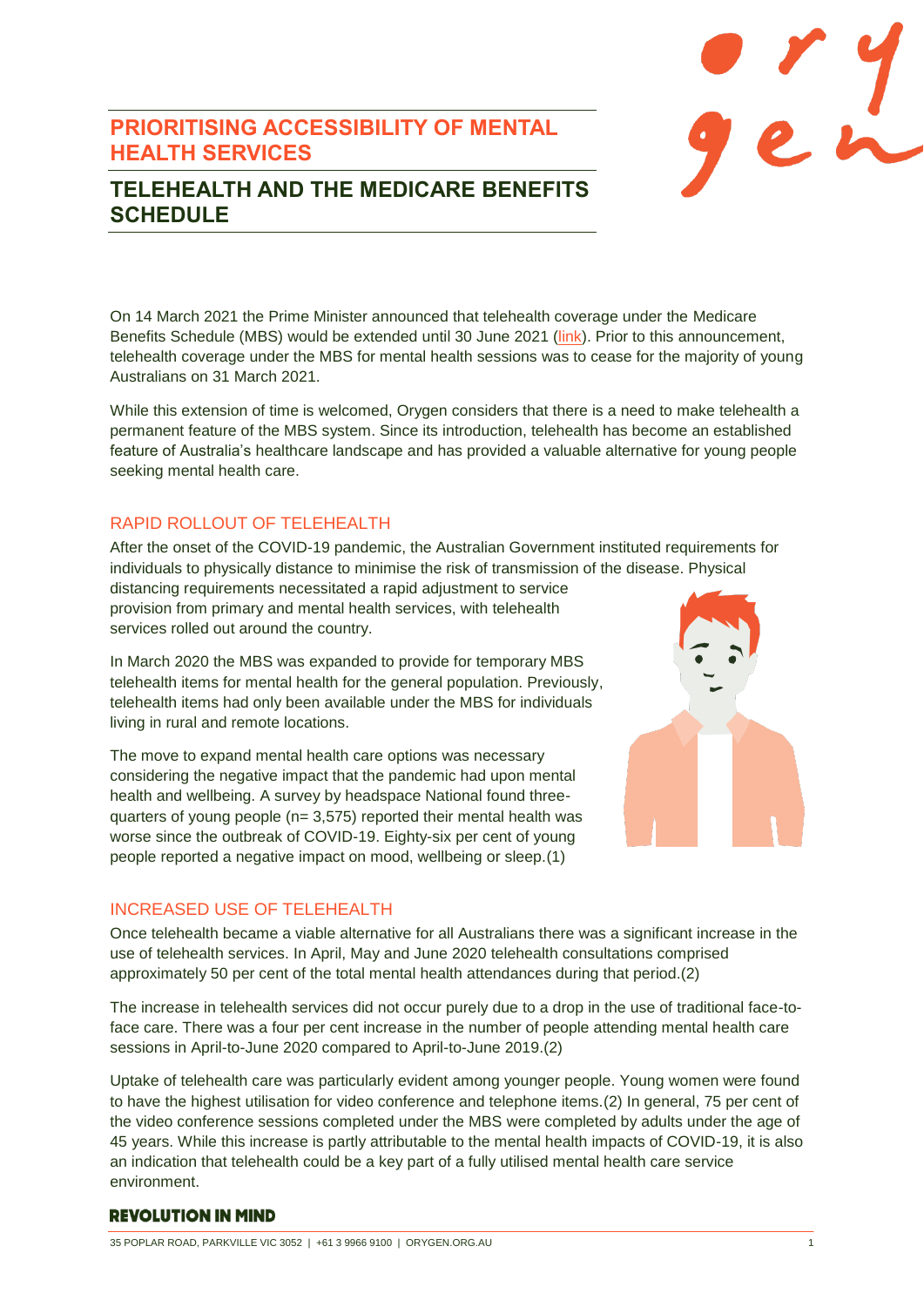# PRIORITISING ACCESSIBILITY OF MENTAL HEALTH SERVICES

## TELEHEALTH AND THE MEDICARE BENEFITS SCHEDULE

On 14 March 2021 the Prime Minister announced that telehealth coverage under the Medicare Benefits Schedule (MBS) would be extended until 30 June 2021 (link). Prior to this announcement, telehealth coverage under the MBS for mental health sessions was to cease for the majority of young Australians on 31 March 2021.

While this extension of time is welcomed, Orygen considers that there is a need to make telehealth a permanent feature of the MBS system. Since its introduction, telehealth has become an established feature of Australia's healthcare landscape and has provided a valuable alternative for young people seeking mental health care.

### RAPID ROLLOUT OF TELEHEALTH

After the onset of the COVID-19 pandemic, the Australian Government instituted requirements for individuals to physically distance to minimise the risk of transmission of the disease. Physical distancing requirements necessitated a rapid adjustment to service provision from primary and mental health services, with telehealth services rolled out around the country.

In March 2020 the MBS was expanded to provide for temporary MBS telehealth items for mental health for the general population. Previously, telehealth items had only been available under the MBS for individuals living in rural and remote locations.

The move to expand mental health care options was necessary considering the negative impact that the pandemic had upon mental health and wellbeing. A survey by headspace National found three-quarters of young people (n= 3,575) reported their mental health was worse since the outbreak of COVID-19. Eighty-six per cent of young people reported a negative impact on mood, wellbeing or sleep.(1)

### INCREASED USE OF TELEHEALTH

Once telehealth became a viable alternative for all Australians there was a significant increase in the use of telehealth services. In April, May and June 2020 telehealth consultations comprised approximately 50 per cent of the total mental health attendances during that period.(2)

The increase in telehealth services did not occur purely due to a drop in the use of traditional face-to-face care. There was a four per cent increase in the number of people attending mental health care sessions in April-to-June 2020 compared to April-to-June 2019.(2)

Uptake of telehealth care was particularly evident among younger people. Young women were found to have the highest utilisation for video conference and telephone items.(2) In general, 75 per cent of the video conference sessions completed under the MBS were completed by adults under the age of 45 years. While this increase is partly attributable to the mental health impacts of COVID-19, it is also an indication that telehealth could be a key part of a fully utilised mental health care service environment.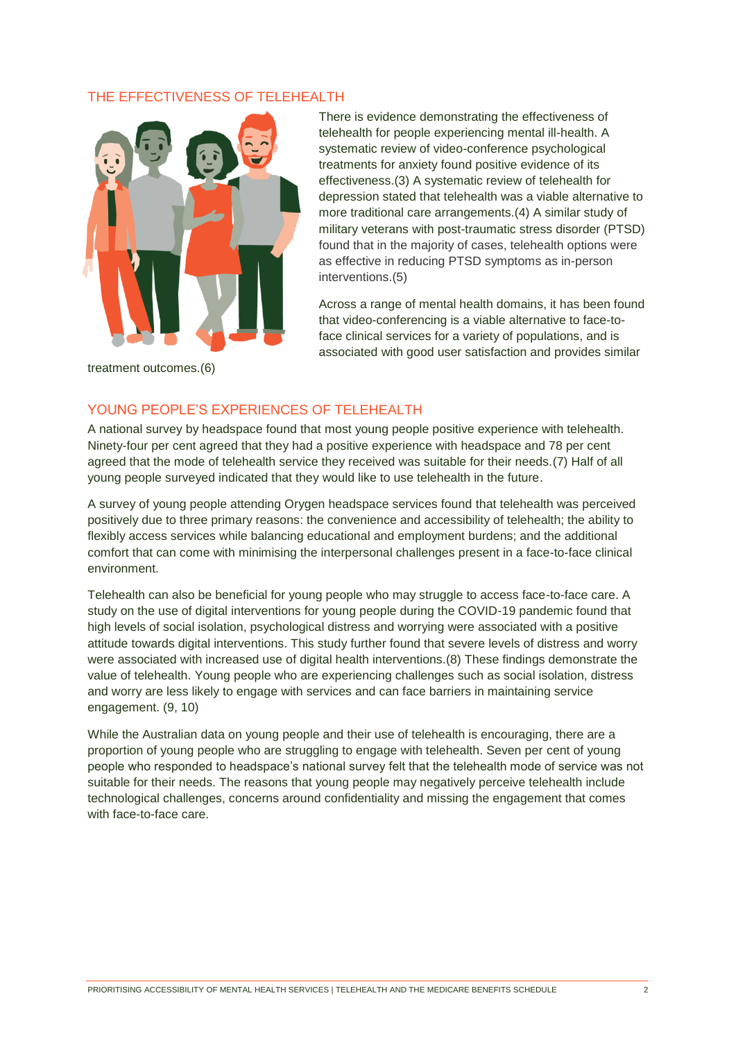## THE EFFECTIVENESS OF TELEHEALTH

There is evidence demonstrating the effectiveness of telehealth for people experiencing mental ill-health. A systematic review of video-conference psychological treatments for anxiety found positive evidence of its effectiveness.(3) A systematic review of telehealth for depression stated that telehealth was a viable alternative to more traditional care arrangements.(4) A similar study of military veterans with post-traumatic stress disorder (PTSD) found that in the majority of cases, telehealth options were as effective in reducing PTSD symptoms as in-person interventions.(5)

Across a range of mental health domains, it has been found that video-conferencing is a viable alternative to face-to-face clinical services for a variety of populations, and is associated with good user satisfaction and provides similar treatment outcomes.(6)

## YOUNG PEOPLE'S EXPERIENCES OF TELEHEALTH

A national survey by headspace found that most young people positive experience with telehealth. Ninety-four per cent agreed that they had a positive experience with headspace and 78 per cent agreed that the mode of telehealth service they received was suitable for their needs.(7) Half of all young people surveyed indicated that they would like to use telehealth in the future.

A survey of young people attending Orygen headspace services found that telehealth was perceived positively due to three primary reasons: the convenience and accessibility of telehealth; the ability to flexibly access services while balancing educational and employment burdens; and the additional comfort that can come with minimising the interpersonal challenges present in a face-to-face clinical environment.

Telehealth can also be beneficial for young people who may struggle to access face-to-face care. A study on the use of digital interventions for young people during the COVID-19 pandemic found that high levels of social isolation, psychological distress and worrying were associated with a positive attitude towards digital interventions. This study further found that severe levels of distress and worry were associated with increased use of digital health interventions.(8) These findings demonstrate the value of telehealth. Young people who are experiencing challenges such as social isolation, distress and worry are less likely to engage with services and can face barriers in maintaining service engagement. (9, 10)

While the Australian data on young people and their use of telehealth is encouraging, there are a proportion of young people who are struggling to engage with telehealth. Seven per cent of young people who responded to headspace's national survey felt that the telehealth mode of service was not suitable for their needs. The reasons that young people may negatively perceive telehealth include technological challenges, concerns around confidentiality and missing the engagement that comes with face-to-face care.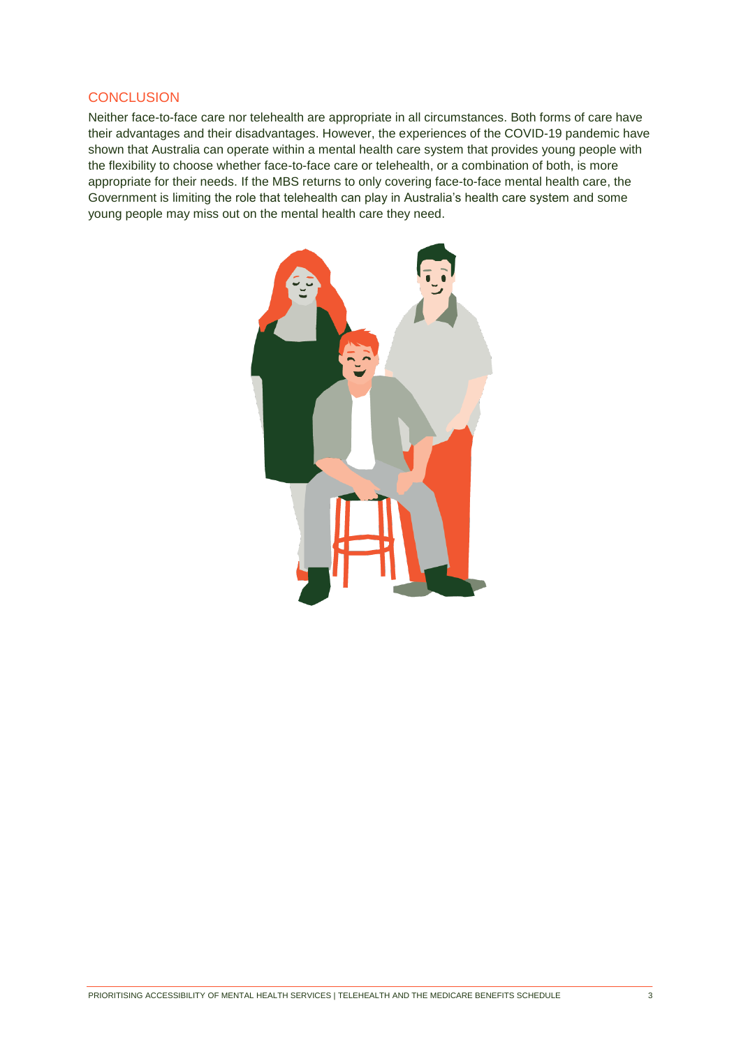## CONCLUSION

Neither face-to-face care nor telehealth are appropriate in all circumstances. Both forms of care have their advantages and their disadvantages. However, the experiences of the COVID-19 pandemic have shown that Australia can operate within a mental health care system that provides young people with the flexibility to choose whether face-to-face care or telehealth, or a combination of both, is more appropriate for their needs. If the MBS returns to only covering face-to-face mental health care, the Government is limiting the role that telehealth can play in Australia's health care system and some young people may miss out on the mental health care they need.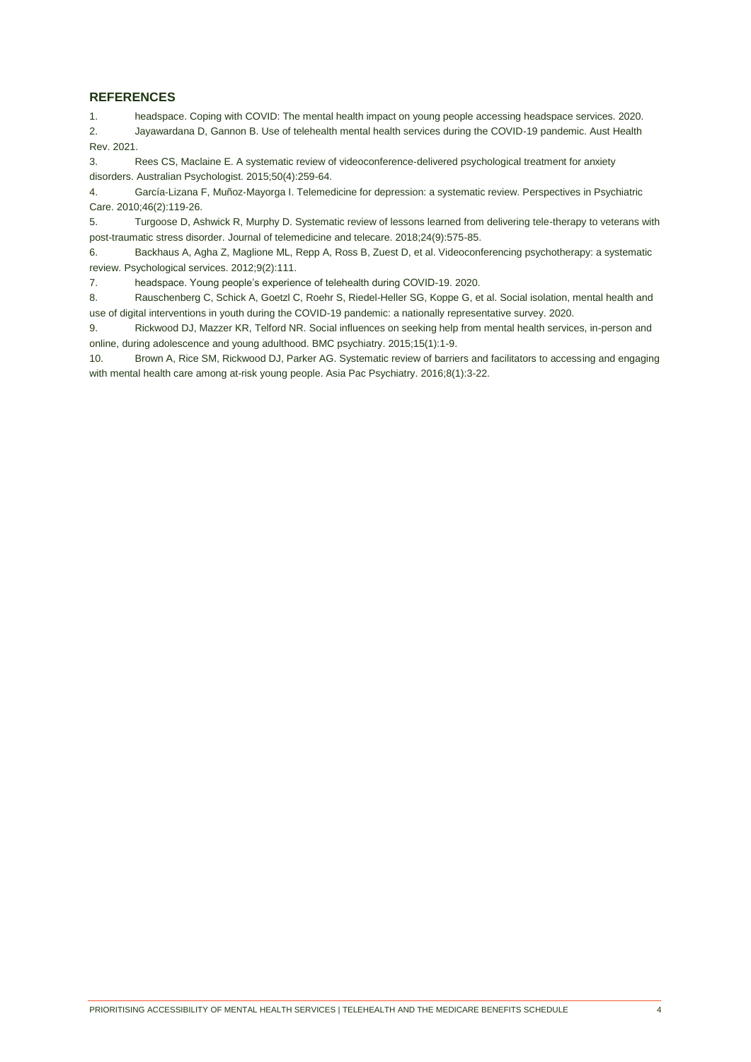## REFERENCES

1. headspace. Coping with COVID: The mental health impact on young people accessing headspace services. 2020.
2. Jayawardana D, Gannon B. Use of telehealth mental health services during the COVID-19 pandemic. Aust Health Rev. 2021.
3. Rees CS, Maclaine E. A systematic review of videoconference-delivered psychological treatment for anxiety disorders. Australian Psychologist. 2015;50(4):259-64.
4. García-Lizana F, Muñoz-Mayorga I. Telemedicine for depression: a systematic review. Perspectives in Psychiatric Care. 2010;46(2):119-26.
5. Turgoose D, Ashwick R, Murphy D. Systematic review of lessons learned from delivering tele-therapy to veterans with post-traumatic stress disorder. Journal of telemedicine and telecare. 2018;24(9):575-85.
6. Backhaus A, Agha Z, Maglione ML, Repp A, Ross B, Zuest D, et al. Videoconferencing psychotherapy: a systematic review. Psychological services. 2012;9(2):111.
7. headspace. Young people's experience of telehealth during COVID-19. 2020.
8. Rauschenberg C, Schick A, Goetzl C, Roehr S, Riedel-Heller SG, Koppe G, et al. Social isolation, mental health and use of digital interventions in youth during the COVID-19 pandemic: a nationally representative survey. 2020.
9. Rickwood DJ, Mazzer KR, Telford NR. Social influences on seeking help from mental health services, in-person and online, during adolescence and young adulthood. BMC psychiatry. 2015;15(1):1-9.
10. Brown A, Rice SM, Rickwood DJ, Parker AG. Systematic review of barriers and facilitators to accessing and engaging with mental health care among at-risk young people. Asia Pac Psychiatry. 2016;8(1):3-22.